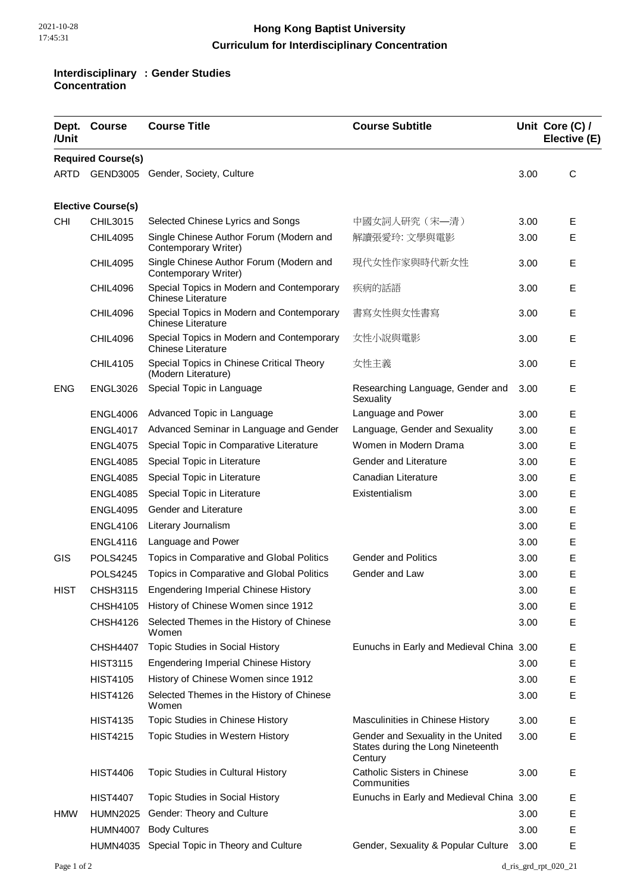# Hong Kong Baptist University

## Curriculum for Interdisciplinary Concentration

**Interdisciplinary Concentration : Gender Studies**

| Dept. /Unit | Course | Course Title | Course Subtitle | Unit | Core (C) / Elective (E) |
|---|---|---|---|---|---|
| **Required Course(s)** | | | | | |
| ARTD | GEND3005 | Gender, Society, Culture | | 3.00 | C |
| **Elective Course(s)** | | | | | |
| CHI | CHIL3015 | Selected Chinese Lyrics and Songs | 中國女詞人研究（宋—清） | 3.00 | E |
| | CHIL4095 | Single Chinese Author Forum (Modern and Contemporary Writer) | 解讀張愛玲: 文學與電影 | 3.00 | E |
| | CHIL4095 | Single Chinese Author Forum (Modern and Contemporary Writer) | 現代女性作家與時代新女性 | 3.00 | E |
| | CHIL4096 | Special Topics in Modern and Contemporary Chinese Literature | 疾病的話語 | 3.00 | E |
| | CHIL4096 | Special Topics in Modern and Contemporary Chinese Literature | 書寫女性與女性書寫 | 3.00 | E |
| | CHIL4096 | Special Topics in Modern and Contemporary Chinese Literature | 女性小說與電影 | 3.00 | E |
| | CHIL4105 | Special Topics in Chinese Critical Theory (Modern Literature) | 女性主義 | 3.00 | E |
| ENG | ENGL3026 | Special Topic in Language | Researching Language, Gender and Sexuality | 3.00 | E |
| | ENGL4006 | Advanced Topic in Language | Language and Power | 3.00 | E |
| | ENGL4017 | Advanced Seminar in Language and Gender | Language, Gender and Sexuality | 3.00 | E |
| | ENGL4075 | Special Topic in Comparative Literature | Women in Modern Drama | 3.00 | E |
| | ENGL4085 | Special Topic in Literature | Gender and Literature | 3.00 | E |
| | ENGL4085 | Special Topic in Literature | Canadian Literature | 3.00 | E |
| | ENGL4085 | Special Topic in Literature | Existentialism | 3.00 | E |
| | ENGL4095 | Gender and Literature | | 3.00 | E |
| | ENGL4106 | Literary Journalism | | 3.00 | E |
| | ENGL4116 | Language and Power | | 3.00 | E |
| GIS | POLS4245 | Topics in Comparative and Global Politics | Gender and Politics | 3.00 | E |
| | POLS4245 | Topics in Comparative and Global Politics | Gender and Law | 3.00 | E |
| HIST | CHSH3115 | Engendering Imperial Chinese History | | 3.00 | E |
| | CHSH4105 | History of Chinese Women since 1912 | | 3.00 | E |
| | CHSH4126 | Selected Themes in the History of Chinese Women | | 3.00 | E |
| | CHSH4407 | Topic Studies in Social History | Eunuchs in Early and Medieval China | 3.00 | E |
| | HIST3115 | Engendering Imperial Chinese History | | 3.00 | E |
| | HIST4105 | History of Chinese Women since 1912 | | 3.00 | E |
| | HIST4126 | Selected Themes in the History of Chinese Women | | 3.00 | E |
| | HIST4135 | Topic Studies in Chinese History | Masculinities in Chinese History | 3.00 | E |
| | HIST4215 | Topic Studies in Western History | Gender and Sexuality in the United States during the Long Nineteenth Century | 3.00 | E |
| | HIST4406 | Topic Studies in Cultural History | Catholic Sisters in Chinese Communities | 3.00 | E |
| | HIST4407 | Topic Studies in Social History | Eunuchs in Early and Medieval China | 3.00 | E |
| HMW | HUMN2025 | Gender: Theory and Culture | | 3.00 | E |
| | HUMN4007 | Body Cultures | | 3.00 | E |
| | HUMN4035 | Special Topic in Theory and Culture | Gender, Sexuality & Popular Culture | 3.00 | E |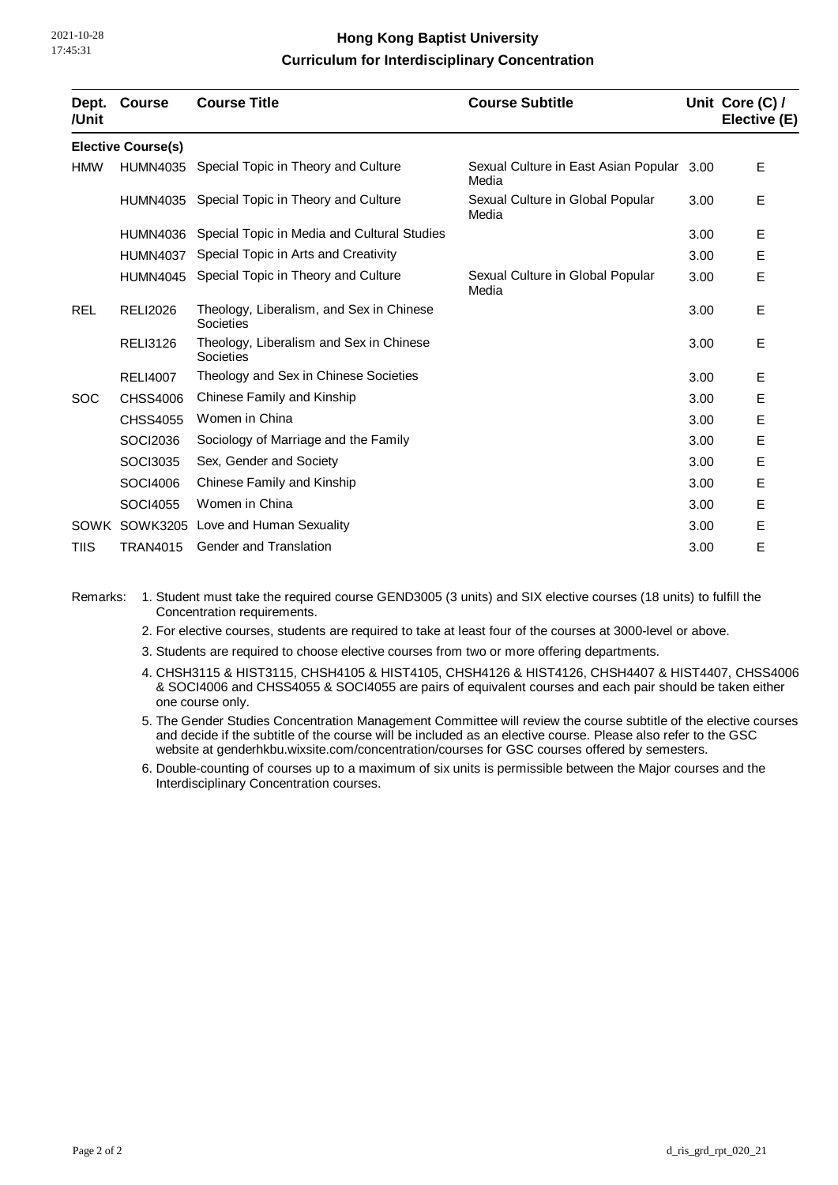# Hong Kong Baptist University

## Curriculum for Interdisciplinary Concentration

| Dept. /Unit | Course | Course Title | Course Subtitle | Unit | Core (C) / Elective (E) |
|---|---|---|---|---|---|
| **Elective Course(s)** | | | | | |
| HMW | HUMN4035 | Special Topic in Theory and Culture | Sexual Culture in East Asian Popular Media | 3.00 | E |
| | HUMN4035 | Special Topic in Theory and Culture | Sexual Culture in Global Popular Media | 3.00 | E |
| | HUMN4036 | Special Topic in Media and Cultural Studies | | 3.00 | E |
| | HUMN4037 | Special Topic in Arts and Creativity | | 3.00 | E |
| | HUMN4045 | Special Topic in Theory and Culture | Sexual Culture in Global Popular Media | 3.00 | E |
| REL | RELI2026 | Theology, Liberalism, and Sex in Chinese Societies | | 3.00 | E |
| | RELI3126 | Theology, Liberalism and Sex in Chinese Societies | | 3.00 | E |
| | RELI4007 | Theology and Sex in Chinese Societies | | 3.00 | E |
| SOC | CHSS4006 | Chinese Family and Kinship | | 3.00 | E |
| | CHSS4055 | Women in China | | 3.00 | E |
| | SOCI2036 | Sociology of Marriage and the Family | | 3.00 | E |
| | SOCI3035 | Sex, Gender and Society | | 3.00 | E |
| | SOCI4006 | Chinese Family and Kinship | | 3.00 | E |
| | SOCI4055 | Women in China | | 3.00 | E |
| SOWK | SOWK3205 | Love and Human Sexuality | | 3.00 | E |
| TIIS | TRAN4015 | Gender and Translation | | 3.00 | E |

Remarks:

1. Student must take the required course GEND3005 (3 units) and SIX elective courses (18 units) to fulfill the Concentration requirements.
2. For elective courses, students are required to take at least four of the courses at 3000-level or above.
3. Students are required to choose elective courses from two or more offering departments.
4. CHSH3115 & HIST3115, CHSH4105 & HIST4105, CHSH4126 & HIST4126, CHSH4407 & HIST4407, CHSS4006 & SOCI4006 and CHSS4055 & SOCI4055 are pairs of equivalent courses and each pair should be taken either one course only.
5. The Gender Studies Concentration Management Committee will review the course subtitle of the elective courses and decide if the subtitle of the course will be included as an elective course. Please also refer to the GSC website at genderhkbu.wixsite.com/concentration/courses for GSC courses offered by semesters.
6. Double-counting of courses up to a maximum of six units is permissible between the Major courses and the Interdisciplinary Concentration courses.